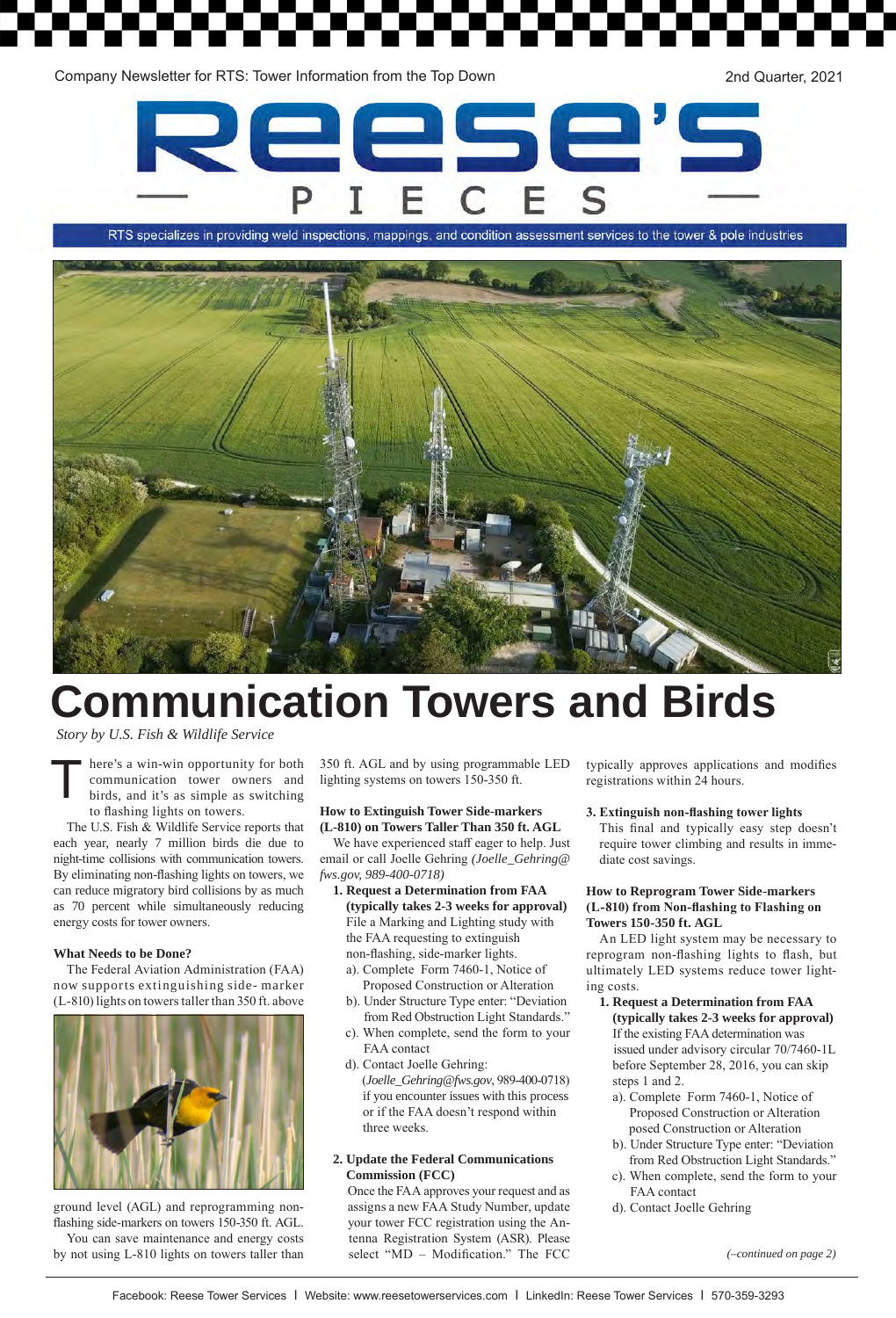Company Newsletter for RTS: Tower Information from the Top Down

2nd Quarter, 2021

# Reese's Pieces

RTS specializes in providing weld inspections, mappings, and condition assessment services to the tower & pole industries

# Communication Towers and Birds

*Story by U.S. Fish & Wildlife Service*

There's a win-win opportunity for both communication tower owners and birds, and it's as simple as switching to flashing lights on towers.

The U.S. Fish & Wildlife Service reports that each year, nearly 7 million birds die due to night-time collisions with communication towers. By eliminating non-flashing lights on towers, we can reduce migratory bird collisions by as much as 70 percent while simultaneously reducing energy costs for tower owners.

### What Needs to be Done?

The Federal Aviation Administration (FAA) now supports extinguishing side- marker (L-810) lights on towers taller than 350 ft. above ground level (AGL) and reprogramming non-flashing side-markers on towers 150-350 ft. AGL.

You can save maintenance and energy costs by not using L-810 lights on towers taller than 350 ft. AGL and by using programmable LED lighting systems on towers 150-350 ft.

### How to Extinguish Tower Side-markers (L-810) on Towers Taller Than 350 ft. AGL

We have experienced staff eager to help. Just email or call Joelle Gehring *(Joelle_Gehring@fws.gov, 989-400-0718)*

1. **Request a Determination from FAA (typically takes 2-3 weeks for approval)**
   File a Marking and Lighting study with the FAA requesting to extinguish non-flashing, side-marker lights.
   a). Complete Form 7460-1, Notice of Proposed Construction or Alteration
   b). Under Structure Type enter: "Deviation from Red Obstruction Light Standards."
   c). When complete, send the form to your FAA contact
   d). Contact Joelle Gehring: (*Joelle_Gehring@fws.gov*, 989-400-0718) if you encounter issues with this process or if the FAA doesn't respond within three weeks.

2. **Update the Federal Communications Commission (FCC)**
   Once the FAA approves your request and as assigns a new FAA Study Number, update your tower FCC registration using the Antenna Registration System (ASR). Please select "MD – Modification." The FCC typically approves applications and modifies registrations within 24 hours.

3. **Extinguish non-flashing tower lights**
   This final and typically easy step doesn't require tower climbing and results in immediate cost savings.

### How to Reprogram Tower Side-markers (L-810) from Non-flashing to Flashing on Towers 150-350 ft. AGL

An LED light system may be necessary to reprogram non-flashing lights to flash, but ultimately LED systems reduce tower lighting costs.

1. **Request a Determination from FAA (typically takes 2-3 weeks for approval)**
   If the existing FAA determination was issued under advisory circular 70/7460-1L before September 28, 2016, you can skip steps 1 and 2.
   a). Complete Form 7460-1, Notice of Proposed Construction or Alteration posed Construction or Alteration
   b). Under Structure Type enter: "Deviation from Red Obstruction Light Standards."
   c). When complete, send the form to your FAA contact
   d). Contact Joelle Gehring

*(–continued on page 2)*

Facebook: Reese Tower Services | Website: www.reesetowerservices.com | LinkedIn: Reese Tower Services | 570-359-3293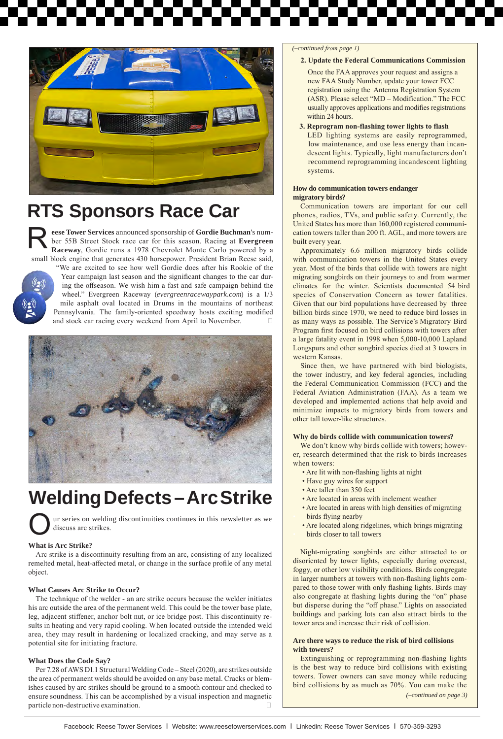# RTS Sponsors Race Car

Reese Tower Services announced sponsorship of **Gordie Buchman**'s number 55B Street Stock race car for this season. Racing at **Evergreen Raceway**, Gordie runs a 1978 Chevrolet Monte Carlo powered by a small block engine that generates 430 horsepower. President Brian Reese said, "We are excited to see how well Gordie does after his Rookie of the Year campaign last season and the significant changes to the car during the offseason. We wish him a fast and safe campaign behind the wheel." Evergreen Raceway (*evergreenracewaypark.com*) is a 1/3 mile asphalt oval located in Drums in the mountains of northeast Pennsylvania. The family-oriented speedway hosts exciting modified and stock car racing every weekend from April to November.

# Welding Defects – Arc Strike

Our series on welding discontinuities continues in this newsletter as we discuss arc strikes.

**What is Arc Strike?**

Arc strike is a discontinuity resulting from an arc, consisting of any localized remelted metal, heat-affected metal, or change in the surface profile of any metal object.

**What Causes Arc Strike to Occur?**

The technique of the welder - an arc strike occurs because the welder initiates his arc outside the area of the permanent weld. This could be the tower base plate, leg, adjacent stiffener, anchor bolt nut, or ice bridge post. This discontinuity results in heating and very rapid cooling. When located outside the intended weld area, they may result in hardening or localized cracking, and may serve as a potential site for initiating fracture.

**What Does the Code Say?**

Per 7.28 of AWS D1.1 Structural Welding Code – Steel (2020), arc strikes outside the area of permanent welds should be avoided on any base metal. Cracks or blemishes caused by arc strikes should be ground to a smooth contour and checked to ensure soundness. This can be accomplished by a visual inspection and magnetic particle non-destructive examination.

*(–continued from page 1)*

**2. Update the Federal Communications Commission**

Once the FAA approves your request and assigns a new FAA Study Number, update your tower FCC registration using the Antenna Registration System (ASR). Please select "MD – Modification." The FCC usually approves applications and modifies registrations within 24 hours.

**3. Reprogram non-flashing tower lights to flash**

LED lighting systems are easily reprogrammed, low maintenance, and use less energy than incandescent lights. Typically, light manufacturers don't recommend reprogramming incandescent lighting systems.

**How do communication towers endanger migratory birds?**

Communication towers are important for our cell phones, radios, TVs, and public safety. Currently, the United States has more than 160,000 registered communication towers taller than 200 ft. AGL, and more towers are built every year.

Approximately 6.6 million migratory birds collide with communication towers in the United States every year. Most of the birds that collide with towers are night migrating songbirds on their journeys to and from warmer climates for the winter. Scientists documented 54 bird species of Conservation Concern as tower fatalities. Given that our bird populations have decreased by three billion birds since 1970, we need to reduce bird losses in as many ways as possible. The Service's Migratory Bird Program first focused on bird collisions with towers after a large fatality event in 1998 when 5,000-10,000 Lapland Longspurs and other songbird species died at 3 towers in western Kansas.

Since then, we have partnered with bird biologists, the tower industry, and key federal agencies, including the Federal Communication Commission (FCC) and the Federal Aviation Administration (FAA). As a team we developed and implemented actions that help avoid and minimize impacts to migratory birds from towers and other tall tower-like structures.

**Why do birds collide with communication towers?**

We don't know why birds collide with towers; however, research determined that the risk to birds increases when towers:

- Are lit with non-flashing lights at night
- Have guy wires for support
- Are taller than 350 feet
- Are located in areas with inclement weather
- Are located in areas with high densities of migrating birds flying nearby
- Are located along ridgelines, which brings migrating birds closer to tall towers

Night-migrating songbirds are either attracted to or disoriented by tower lights, especially during overcast, foggy, or other low visibility conditions. Birds congregate in larger numbers at towers with non-flashing lights compared to those tower with only flashing lights. Birds may also congregate at flashing lights during the "on" phase but disperse during the "off phase." Lights on associated buildings and parking lots can also attract birds to the tower area and increase their risk of collision.

**Are there ways to reduce the risk of bird collisions with towers?**

Extinguishing or reprogramming non-flashing lights is the best way to reduce bird collisions with existing towers. Tower owners can save money while reducing bird collisions by as much as 70%. You can make the

*(–continued on page 3)*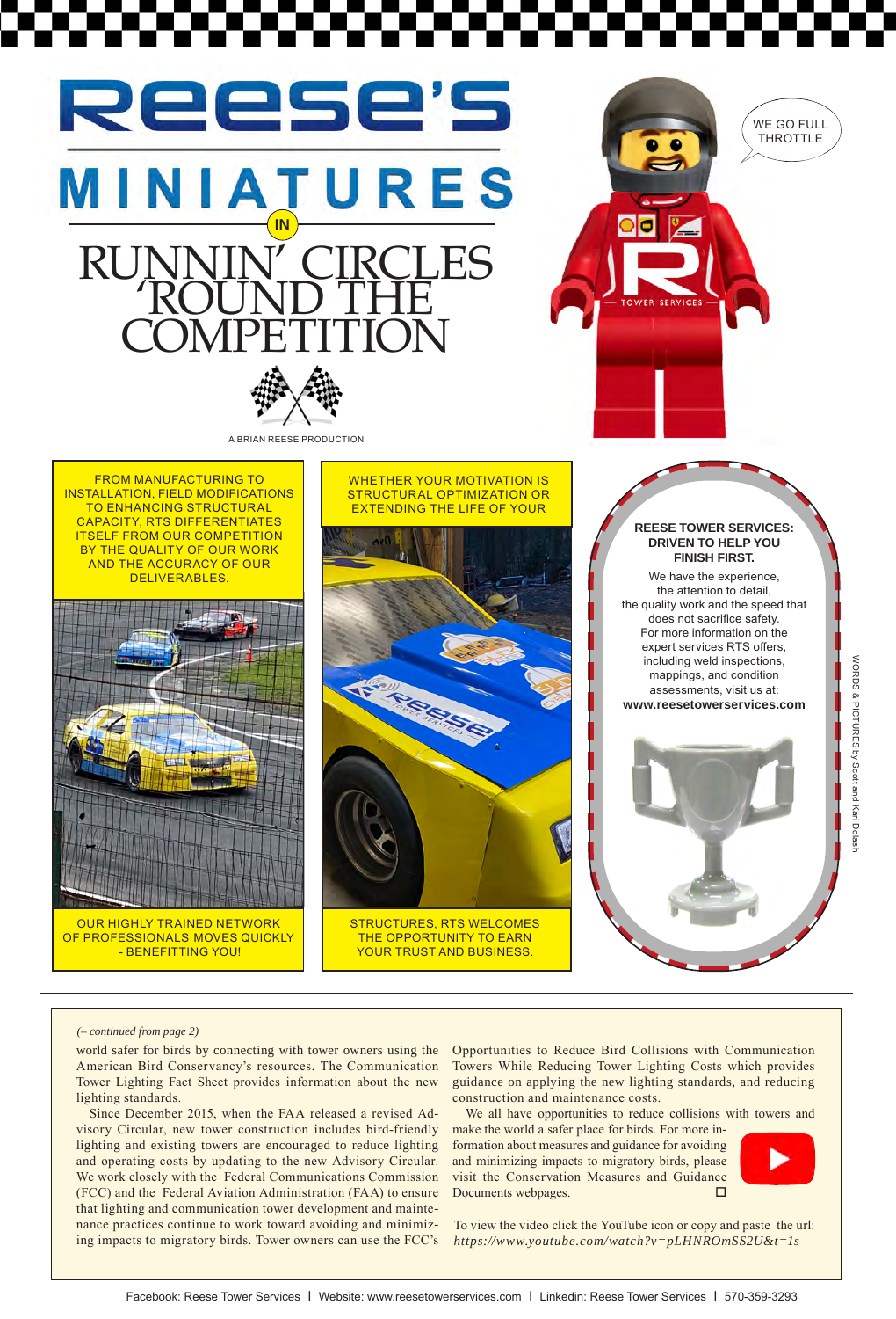# Reese's Miniatures

IN

# RUNNIN' CIRCLES 'ROUND THE COMPETITION

A BRIAN REESE PRODUCTION

WE GO FULL THROTTLE

FROM MANUFACTURING TO INSTALLATION, FIELD MODIFICATIONS TO ENHANCING STRUCTURAL CAPACITY, RTS DIFFERENTIATES ITSELF FROM OUR COMPETITION BY THE QUALITY OF OUR WORK AND THE ACCURACY OF OUR DELIVERABLES.

OUR HIGHLY TRAINED NETWORK OF PROFESSIONALS MOVES QUICKLY - BENEFITTING YOU!

WHETHER YOUR MOTIVATION IS STRUCTURAL OPTIMIZATION OR EXTENDING THE LIFE OF YOUR STRUCTURES, RTS WELCOMES THE OPPORTUNITY TO EARN YOUR TRUST AND BUSINESS.

**REESE TOWER SERVICES: DRIVEN TO HELP YOU FINISH FIRST.**

We have the experience, the attention to detail, the quality work and the speed that does not sacrifice safety. For more information on the expert services RTS offers, including weld inspections, mappings, and condition assessments, visit us at:
**www.reesetowerservices.com**

WORDS & PICTURES by Scott and Kari Dolash

---

*(– continued from page 2)*

world safer for birds by connecting with tower owners using the American Bird Conservancy's resources. The Communication Tower Lighting Fact Sheet provides information about the new lighting standards.

Since December 2015, when the FAA released a revised Advisory Circular, new tower construction includes bird-friendly lighting and existing towers are encouraged to reduce lighting and operating costs by updating to the new Advisory Circular. We work closely with the Federal Communications Commission (FCC) and the Federal Aviation Administration (FAA) to ensure that lighting and communication tower development and maintenance practices continue to work toward avoiding and minimizing impacts to migratory birds. Tower owners can use the FCC's Opportunities to Reduce Bird Collisions with Communication Towers While Reducing Tower Lighting Costs which provides guidance on applying the new lighting standards, and reducing construction and maintenance costs.

We all have opportunities to reduce collisions with towers and make the world a safer place for birds. For more information about measures and guidance for avoiding and minimizing impacts to migratory birds, please visit the Conservation Measures and Guidance Documents webpages. □

To view the video click the YouTube icon or copy and paste the url: *https://www.youtube.com/watch?v=pLHNROmSS2U&t=1s*

Facebook: Reese Tower Services | Website: www.reesetowerservices.com | Linkedin: Reese Tower Services | 570-359-3293